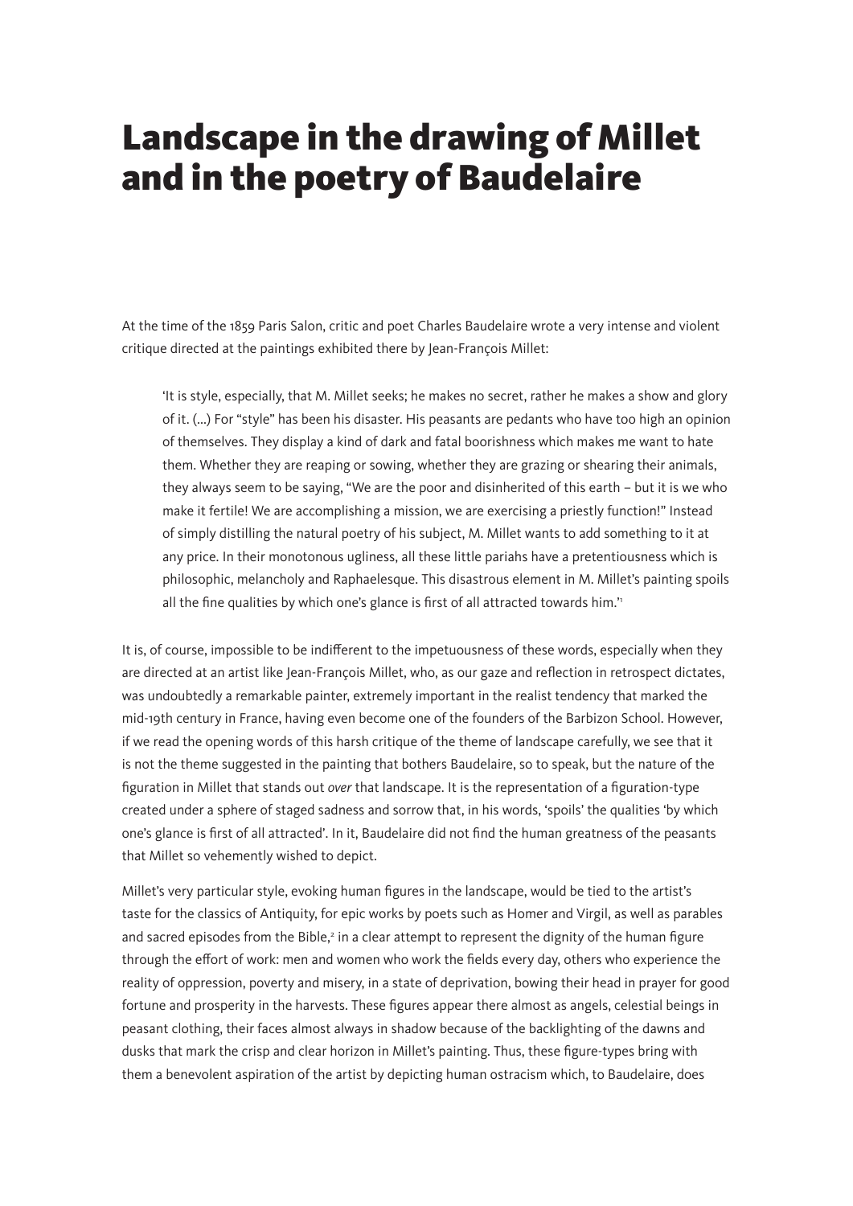# Landscape in the drawing of Millet and in the poetry of Baudelaire

At the time of the 1859 Paris Salon, critic and poet Charles Baudelaire wrote a very intense and violent critique directed at the paintings exhibited there by Jean-François Millet:

> 'It is style, especially, that M. Millet seeks; he makes no secret, rather he makes a show and glory of it. (...) For "style" has been his disaster. His peasants are pedants who have too high an opinion of themselves. They display a kind of dark and fatal boorishness which makes me want to hate them. Whether they are reaping or sowing, whether they are grazing or shearing their animals, they always seem to be saying, "We are the poor and disinherited of this earth – but it is we who make it fertile! We are accomplishing a mission, we are exercising a priestly function!" Instead of simply distilling the natural poetry of his subject, M. Millet wants to add something to it at any price. In their monotonous ugliness, all these little pariahs have a pretentiousness which is philosophic, melancholy and Raphaelesque. This disastrous element in M. Millet's painting spoils all the fine qualities by which one's glance is first of all attracted towards him.'[1]

It is, of course, impossible to be indifferent to the impetuousness of these words, especially when they are directed at an artist like Jean-François Millet, who, as our gaze and reflection in retrospect dictates, was undoubtedly a remarkable painter, extremely important in the realist tendency that marked the mid-19th century in France, having even become one of the founders of the Barbizon School. However, if we read the opening words of this harsh critique of the theme of landscape carefully, we see that it is not the theme suggested in the painting that bothers Baudelaire, so to speak, but the nature of the figuration in Millet that stands out *over* that landscape. It is the representation of a figuration-type created under a sphere of staged sadness and sorrow that, in his words, 'spoils' the qualities 'by which one's glance is first of all attracted'. In it, Baudelaire did not find the human greatness of the peasants that Millet so vehemently wished to depict.

Millet's very particular style, evoking human figures in the landscape, would be tied to the artist's taste for the classics of Antiquity, for epic works by poets such as Homer and Virgil, as well as parables and sacred episodes from the Bible,[2] in a clear attempt to represent the dignity of the human figure through the effort of work: men and women who work the fields every day, others who experience the reality of oppression, poverty and misery, in a state of deprivation, bowing their head in prayer for good fortune and prosperity in the harvests. These figures appear there almost as angels, celestial beings in peasant clothing, their faces almost always in shadow because of the backlighting of the dawns and dusks that mark the crisp and clear horizon in Millet's painting. Thus, these figure-types bring with them a benevolent aspiration of the artist by depicting human ostracism which, to Baudelaire, does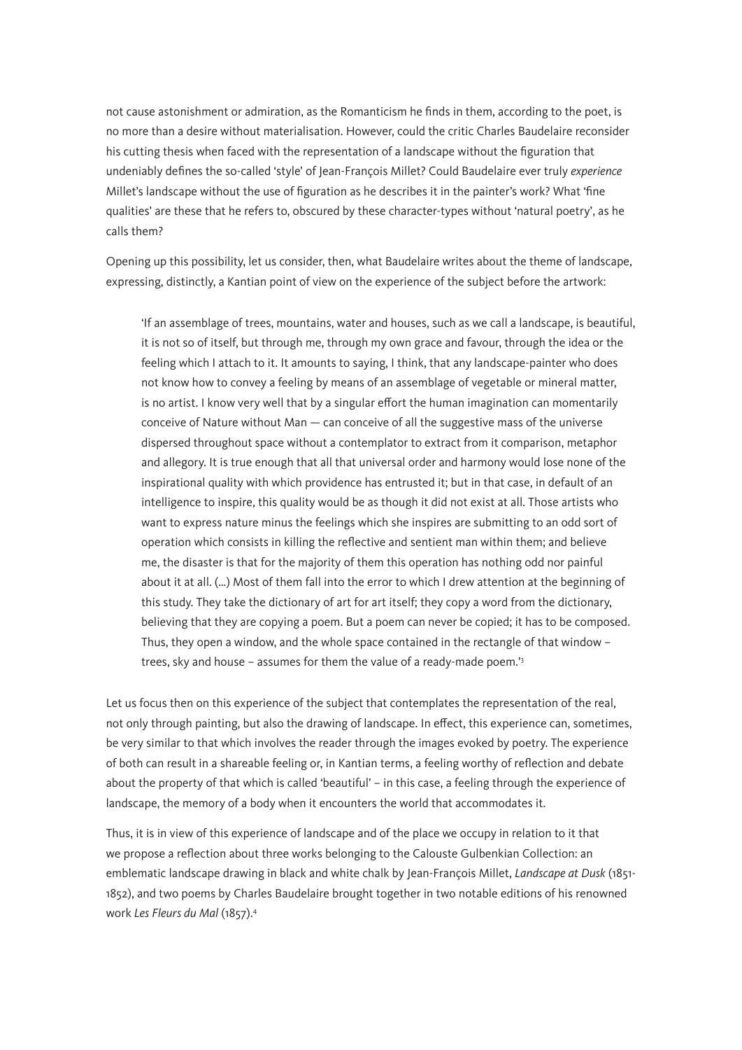not cause astonishment or admiration, as the Romanticism he finds in them, according to the poet, is no more than a desire without materialisation. However, could the critic Charles Baudelaire reconsider his cutting thesis when faced with the representation of a landscape without the figuration that undeniably defines the so-called 'style' of Jean-François Millet? Could Baudelaire ever truly *experience* Millet's landscape without the use of figuration as he describes it in the painter's work? What 'fine qualities' are these that he refers to, obscured by these character-types without 'natural poetry', as he calls them?

Opening up this possibility, let us consider, then, what Baudelaire writes about the theme of landscape, expressing, distinctly, a Kantian point of view on the experience of the subject before the artwork:

> 'If an assemblage of trees, mountains, water and houses, such as we call a landscape, is beautiful, it is not so of itself, but through me, through my own grace and favour, through the idea or the feeling which I attach to it. It amounts to saying, I think, that any landscape-painter who does not know how to convey a feeling by means of an assemblage of vegetable or mineral matter, is no artist. I know very well that by a singular effort the human imagination can momentarily conceive of Nature without Man — can conceive of all the suggestive mass of the universe dispersed throughout space without a contemplator to extract from it comparison, metaphor and allegory. It is true enough that all that universal order and harmony would lose none of the inspirational quality with which providence has entrusted it; but in that case, in default of an intelligence to inspire, this quality would be as though it did not exist at all. Those artists who want to express nature minus the feelings which she inspires are submitting to an odd sort of operation which consists in killing the reflective and sentient man within them; and believe me, the disaster is that for the majority of them this operation has nothing odd nor painful about it at all. (…) Most of them fall into the error to which I drew attention at the beginning of this study. They take the dictionary of art for art itself; they copy a word from the dictionary, believing that they are copying a poem. But a poem can never be copied; it has to be composed. Thus, they open a window, and the whole space contained in the rectangle of that window – trees, sky and house – assumes for them the value of a ready-made poem.'[3]

Let us focus then on this experience of the subject that contemplates the representation of the real, not only through painting, but also the drawing of landscape. In effect, this experience can, sometimes, be very similar to that which involves the reader through the images evoked by poetry. The experience of both can result in a shareable feeling or, in Kantian terms, a feeling worthy of reflection and debate about the property of that which is called 'beautiful' – in this case, a feeling through the experience of landscape, the memory of a body when it encounters the world that accommodates it.

Thus, it is in view of this experience of landscape and of the place we occupy in relation to it that we propose a reflection about three works belonging to the Calouste Gulbenkian Collection: an emblematic landscape drawing in black and white chalk by Jean-François Millet, *Landscape at Dusk* (1851-1852), and two poems by Charles Baudelaire brought together in two notable editions of his renowned work *Les Fleurs du Mal* (1857).[4]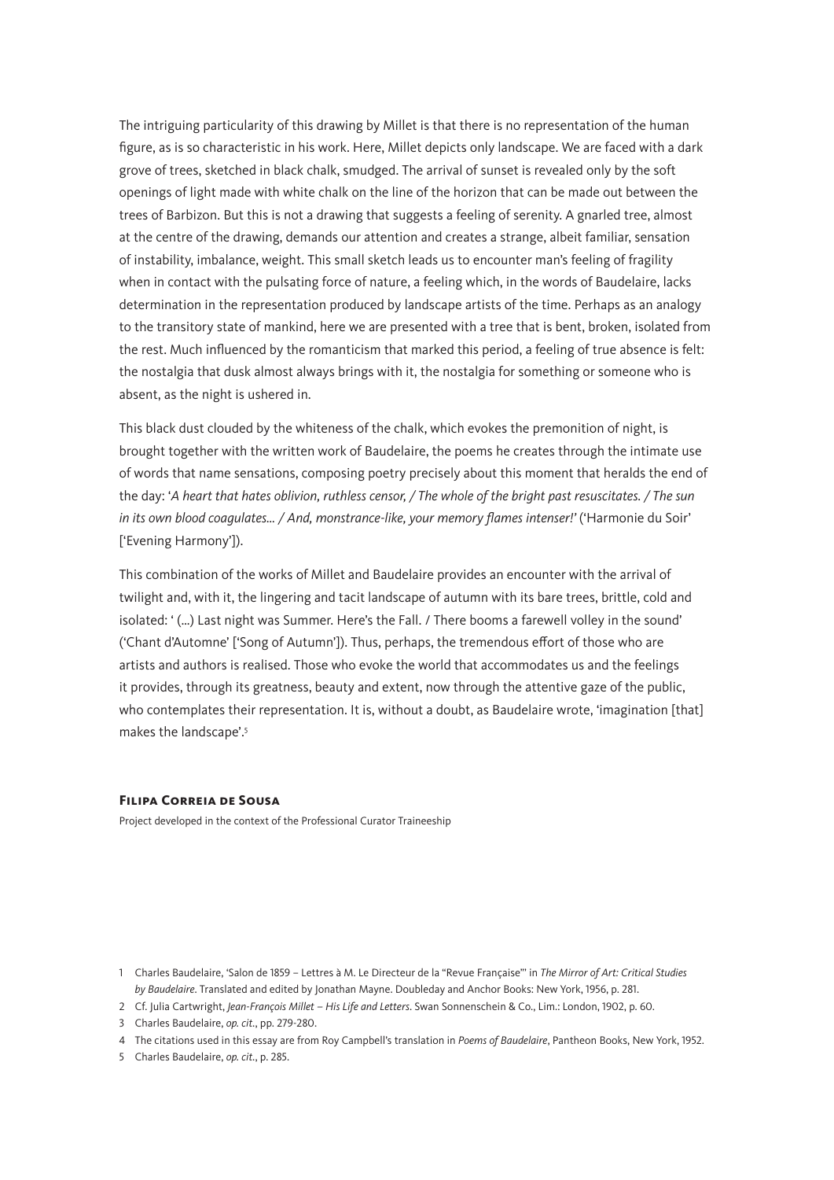The intriguing particularity of this drawing by Millet is that there is no representation of the human figure, as is so characteristic in his work. Here, Millet depicts only landscape. We are faced with a dark grove of trees, sketched in black chalk, smudged. The arrival of sunset is revealed only by the soft openings of light made with white chalk on the line of the horizon that can be made out between the trees of Barbizon. But this is not a drawing that suggests a feeling of serenity. A gnarled tree, almost at the centre of the drawing, demands our attention and creates a strange, albeit familiar, sensation of instability, imbalance, weight. This small sketch leads us to encounter man's feeling of fragility when in contact with the pulsating force of nature, a feeling which, in the words of Baudelaire, lacks determination in the representation produced by landscape artists of the time. Perhaps as an analogy to the transitory state of mankind, here we are presented with a tree that is bent, broken, isolated from the rest. Much influenced by the romanticism that marked this period, a feeling of true absence is felt: the nostalgia that dusk almost always brings with it, the nostalgia for something or someone who is absent, as the night is ushered in.

This black dust clouded by the whiteness of the chalk, which evokes the premonition of night, is brought together with the written work of Baudelaire, the poems he creates through the intimate use of words that name sensations, composing poetry precisely about this moment that heralds the end of the day: '*A heart that hates oblivion, ruthless censor, / The whole of the bright past resuscitates. / The sun in its own blood coagulates… / And, monstrance-like, your memory flames intenser!*' ('Harmonie du Soir' ['Evening Harmony']).

This combination of the works of Millet and Baudelaire provides an encounter with the arrival of twilight and, with it, the lingering and tacit landscape of autumn with its bare trees, brittle, cold and isolated: ' (…) Last night was Summer. Here's the Fall. / There booms a farewell volley in the sound' ('Chant d'Automne' ['Song of Autumn']). Thus, perhaps, the tremendous effort of those who are artists and authors is realised. Those who evoke the world that accommodates us and the feelings it provides, through its greatness, beauty and extent, now through the attentive gaze of the public, who contemplates their representation. It is, without a doubt, as Baudelaire wrote, 'imagination [that] makes the landscape'.[5]

**Filipa Correia de Sousa**

Project developed in the context of the Professional Curator Traineeship

1 Charles Baudelaire, 'Salon de 1859 – Lettres à M. Le Directeur de la "Revue Française"' in *The Mirror of Art: Critical Studies by Baudelaire*. Translated and edited by Jonathan Mayne. Doubleday and Anchor Books: New York, 1956, p. 281.

2 Cf. Julia Cartwright, *Jean-François Millet – His Life and Letters*. Swan Sonnenschein & Co., Lim.: London, 1902, p. 60.

3 Charles Baudelaire, *op. cit.*, pp. 279-280.

4 The citations used in this essay are from Roy Campbell's translation in *Poems of Baudelaire*, Pantheon Books, New York, 1952.

5 Charles Baudelaire, *op. cit.*, p. 285.